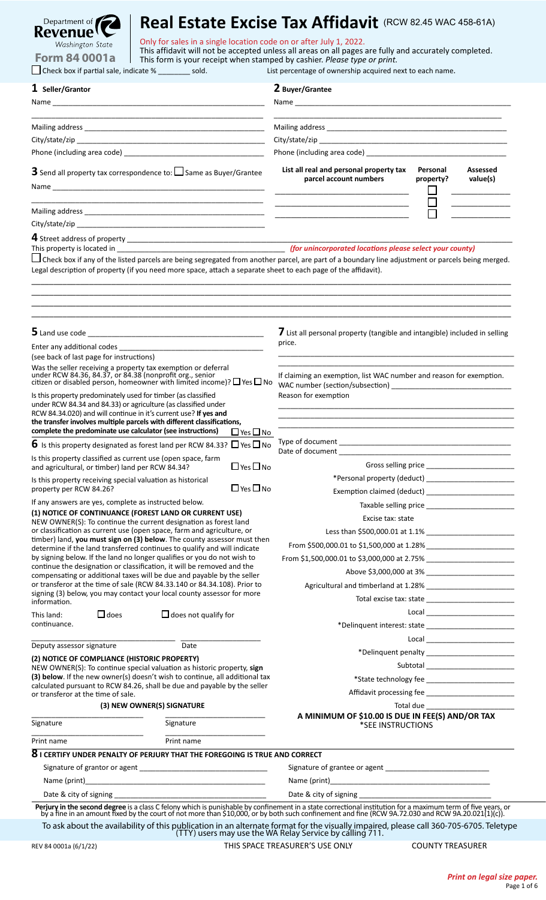Department of Revenue
Washington State

**Form 84 0001a**

# Real Estate Excise Tax Affidavit (RCW 82.45 WAC 458-61A)

Only for sales in a single location code on or after July 1, 2022.
This affidavit will not be accepted unless all areas on all pages are fully and accurately completed.
This form is your receipt when stamped by cashier. *Please type or print.*

☐ Check box if partial sale, indicate % ________ sold.

List percentage of ownership acquired next to each name.

## 1 Seller/Grantor

Name ______________________________________________

______________________________________________

Mailing address ______________________________________________

City/state/zip ______________________________________________

Phone (including area code) ______________________________________________

## 2 Buyer/Grantee

Name ______________________________________________

______________________________________________

Mailing address ______________________________________________

City/state/zip ______________________________________________

Phone (including area code) ______________________________________________

## 3 Send all property tax correspondence to: ☐ Same as Buyer/Grantee

Name ______________________________________________

______________________________________________

Mailing address ______________________________________________

City/state/zip ______________________________________________

| List all real and personal property tax parcel account numbers | Personal property? | Assessed value(s) |
|---|---|---|
| ______________________ | ☐ | __________ |
| ______________________ | ☐ | __________ |
| | ☐ | |

## 4 Street address of property ______________________________________________

This property is located in ______________________________________________ *(for unincorporated locations please select your county)*

☐ Check box if any of the listed parcels are being segregated from another parcel, are part of a boundary line adjustment or parcels being merged.

Legal description of property (if you need more space, attach a separate sheet to each page of the affidavit).

______________________________________________

______________________________________________

______________________________________________

______________________________________________

## 5 Land use code ______________________________________________

Enter any additional codes ______________________________________________

(see back of last page for instructions)

Was the seller receiving a property tax exemption or deferral under RCW 84.36, 84.37, or 84.38 (nonprofit org., senior citizen or disabled person, homeowner with limited income)? ☐ Yes ☐ No

Is this property predominately used for timber (as classified under RCW 84.34 and 84.33) or agriculture (as classified under RCW 84.34.020) and will continue in it's current use? **If yes and the transfer involves multiple parcels with different classifications, complete the predominate use calculator (see instructions)** ☐ Yes ☐ No

## 6 Is this property designated as forest land per RCW 84.33? ☐ Yes ☐ No

Is this property classified as current use (open space, farm and agricultural, or timber) land per RCW 84.34? ☐ Yes ☐ No

Is this property receiving special valuation as historical property per RCW 84.26? ☐ Yes ☐ No

If any answers are yes, complete as instructed below.

**(1) NOTICE OF CONTINUANCE (FOREST LAND OR CURRENT USE)**

NEW OWNER(S): To continue the current designation as forest land or classification as current use (open space, farm and agriculture, or timber) land, **you must sign on (3) below**. The county assessor must then determine if the land transferred continues to qualify and will indicate by signing below. If the land no longer qualifies or you do not wish to continue the designation or classification, it will be removed and the compensating or additional taxes will be due and payable by the seller or transferor at the time of sale (RCW 84.33.140 or 84.34.108). Prior to signing (3) below, you may contact your local county assessor for more information.

This land: ☐ does ☐ does not qualify for continuance.

______________________ ______________________

Deputy assessor signature Date

**(2) NOTICE OF COMPLIANCE (HISTORIC PROPERTY)**

NEW OWNER(S): To continue special valuation as historic property, **sign (3) below**. If the new owner(s) doesn't wish to continue, all additional tax calculated pursuant to RCW 84.26, shall be due and payable by the seller or transferor at the time of sale.

**(3) NEW OWNER(S) SIGNATURE**

______________________ ______________________

Signature Signature

______________________ ______________________

Print name Print name

## 7 List all personal property (tangible and intangible) included in selling price.

______________________________________________

______________________________________________

If claiming an exemption, list WAC number and reason for exemption.

WAC number (section/subsection) ______________________________________________

Reason for exemption

______________________________________________

______________________________________________

______________________________________________

Type of document ______________________________________________

Date of document ______________________________________________

Gross selling price ______________________

*Personal property (deduct) ______________________

Exemption claimed (deduct) ______________________

Taxable selling price ______________________

Excise tax: state

Less than $500,000.01 at 1.1% ______________________

From $500,000.01 to $1,500,000 at 1.28% ______________________

From $1,500,000.01 to $3,000,000 at 2.75% ______________________

Above $3,000,000 at 3% ______________________

Agricultural and timberland at 1.28% ______________________

Total excise tax: state ______________________

Local ______________________

*Delinquent interest: state ______________________

Local ______________________

*Delinquent penalty ______________________

Subtotal ______________________

*State technology fee ______________________

Affidavit processing fee ______________________

Total due ______________________

**A MINIMUM OF $10.00 IS DUE IN FEE(S) AND/OR TAX**
*SEE INSTRUCTIONS

## 8 I CERTIFY UNDER PENALTY OF PERJURY THAT THE FOREGOING IS TRUE AND CORRECT

Signature of grantor or agent ______________________________________________

Name (print) ______________________________________________

Date & city of signing ______________________________________________

Signature of grantee or agent ______________________________________________

Name (print) ______________________________________________

Date & city of signing ______________________________________________

**Perjury in the second degree** is a class C felony which is punishable by confinement in a state correctional institution for a maximum term of five years, or by a fine in an amount fixed by the court of not more than $10,000, or by both such confinement and fine (RCW 9A.72.030 and RCW 9A.20.021(1)(c)).

To ask about the availability of this publication in an alternate format for the visually impaired, please call 360-705-6705. Teletype (TTY) users may use the WA Relay Service by calling 711.

REV 84 0001a (6/1/22) THIS SPACE TREASURER'S USE ONLY COUNTY TREASURER

*Print on legal size paper.*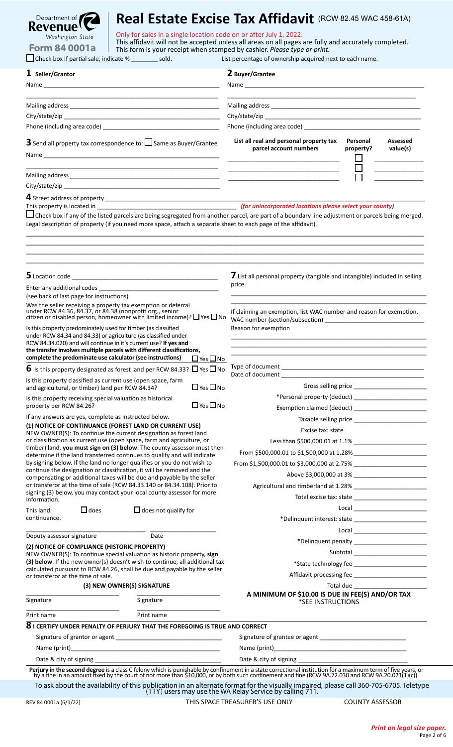Department of Revenue
Washington State

**Form 84 0001a**

# Real Estate Excise Tax Affidavit (RCW 82.45 WAC 458-61A)

Only for sales in a single location code on or after July 1, 2022.
This affidavit will not be accepted unless all areas on all pages are fully and accurately completed.
This form is your receipt when stamped by cashier. *Please type or print.*

☐ Check box if partial sale, indicate % ________ sold.  List percentage of ownership acquired next to each name.

## 1 Seller/Grantor

Name ______________________________________________

Mailing address ______________________________________

City/state/zip ________________________________________

Phone (including area code) ___________________________

## 2 Buyer/Grantee

Name ______________________________________________

Mailing address ______________________________________

City/state/zip ________________________________________

Phone (including area code) ___________________________

## 3 Send all property tax correspondence to: ☐ Same as Buyer/Grantee

Name ______________________________________________

Mailing address ______________________________________

City/state/zip ________________________________________

| List all real and personal property tax parcel account numbers | Personal property? | Assessed value(s) |
|---|---|---|
| ______________________ | ☐ | ____________ |
| ______________________ | ☐ | ____________ |
| ______________________ | ☐ | ____________ |

## 4 Street address of property ______________________________________________

This property is located in ______________________________ *(for unincorporated locations please select your county)*

☐ Check box if any of the listed parcels are being segregated from another parcel, are part of a boundary line adjustment or parcels being merged.

Legal description of property (if you need more space, attach a separate sheet to each page of the affidavit).

_______________________________________________________________

_______________________________________________________________

_______________________________________________________________

## 5 Location code ______________________________

Enter any additional codes ______________________________
(see back of last page for instructions)

Was the seller receiving a property tax exemption or deferral under RCW 84.36, 84.37, or 84.38 (nonprofit org., senior citizen or disabled person, homeowner with limited income)? ☐ Yes ☐ No

Is this property predominately used for timber (as classified under RCW 84.34 and 84.33) or agriculture (as classified under RCW 84.34.020) and will continue in it's current use? **If yes and the transfer involves multiple parcels with different classifications, complete the predominate use calculator (see instructions)** ☐ Yes ☐ No

## 6 Is this property designated as forest land per RCW 84.33? ☐ Yes ☐ No

Is this property classified as current use (open space, farm and agricultural, or timber) land per RCW 84.34? ☐ Yes ☐ No

Is this property receiving special valuation as historical property per RCW 84.26? ☐ Yes ☐ No

If any answers are yes, complete as instructed below.

**(1) NOTICE OF CONTINUANCE (FOREST LAND OR CURRENT USE)**

NEW OWNER(S): To continue the current designation as forest land or classification as current use (open space, farm and agriculture, or timber) land, **you must sign on (3) below**. The county assessor must then determine if the land transferred continues to qualify and will indicate by signing below. If the land no longer qualifies or you do not wish to continue the designation or classification, it will be removed and the compensating or additional taxes will be due and payable by the seller or transferor at the time of sale (RCW 84.33.140 or 84.34.108). Prior to signing (3) below, you may contact your local county assessor for more information.

This land: ☐ does ☐ does not qualify for continuance.

______________________________ ______________
Deputy assessor signature Date

**(2) NOTICE OF COMPLIANCE (HISTORIC PROPERTY)**

NEW OWNER(S): To continue special valuation as historic property, **sign (3) below**. If the new owner(s) doesn't wish to continue, all additional tax calculated pursuant to RCW 84.26, shall be due and payable by the seller or transferor at the time of sale.

**(3) NEW OWNER(S) SIGNATURE**

______________________ ______________________
Signature Signature

______________________ ______________________
Print name Print name

## 7 List all personal property (tangible and intangible) included in selling price.

_______________________________________________________________

_______________________________________________________________

If claiming an exemption, list WAC number and reason for exemption.

WAC number (section/subsection) ______________________________

Reason for exemption

_______________________________________________________________

_______________________________________________________________

Type of document ______________________________

Date of document ______________________________

| | |
|---|---|
| Gross selling price | ______________ |
| *Personal property (deduct) | ______________ |
| Exemption claimed (deduct) | ______________ |
| Taxable selling price | ______________ |
| Excise tax: state | |
| Less than $500,000.01 at 1.1% | ______________ |
| From $500,000.01 to $1,500,000 at 1.28% | ______________ |
| From $1,500,000.01 to $3,000,000 at 2.75% | ______________ |
| Above $3,000,000 at 3% | ______________ |
| Agricultural and timberland at 1.28% | ______________ |
| Total excise tax: state | ______________ |
| Local | ______________ |
| *Delinquent interest: state | ______________ |
| Local | ______________ |
| *Delinquent penalty | ______________ |
| Subtotal | ______________ |
| *State technology fee | ______________ |
| Affidavit processing fee | ______________ |
| Total due | ______________ |

**A MINIMUM OF $10.00 IS DUE IN FEE(S) AND/OR TAX**
*SEE INSTRUCTIONS

## 8 I CERTIFY UNDER PENALTY OF PERJURY THAT THE FOREGOING IS TRUE AND CORRECT

Signature of grantor or agent ______________________________

Name (print) ______________________________

Date & city of signing ______________________________

Signature of grantee or agent ______________________________

Name (print) ______________________________

Date & city of signing ______________________________

**Perjury in the second degree** is a class C felony which is punishable by confinement in a state correctional institution for a maximum term of five years, or by a fine in an amount fixed by the court of not more than $10,000, or by both such confinement and fine (RCW 9A.72.030 and RCW 9A.20.021(1)(c)).

To ask about the availability of this publication in an alternate format for the visually impaired, please call 360-705-6705. Teletype (TTY) users may use the WA Relay Service by calling 711.

REV 84 0001a (6/1/22) THIS SPACE TREASURER'S USE ONLY COUNTY ASSESSOR

*Print on legal size paper.*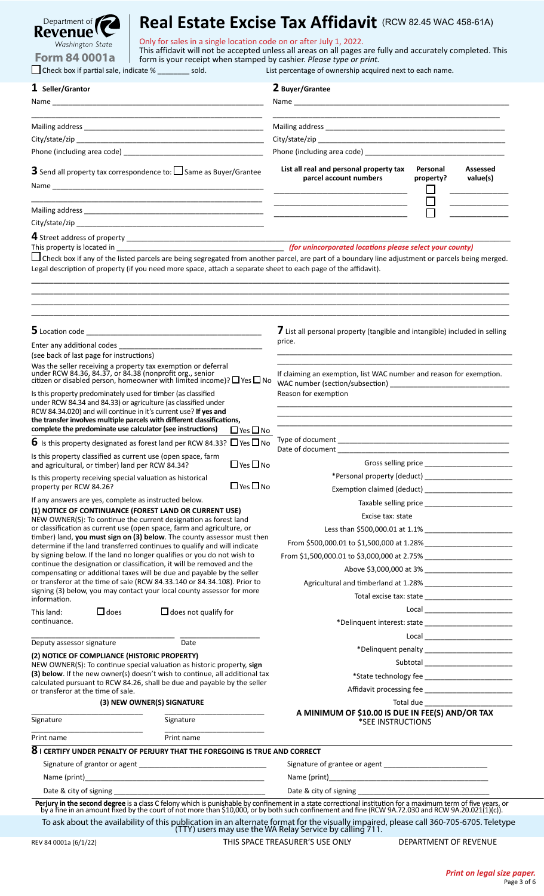Department of Revenue
Washington State

**Form 84 0001a**

# Real Estate Excise Tax Affidavit (RCW 82.45 WAC 458-61A)

Only for sales in a single location code on or after July 1, 2022.

This affidavit will not be accepted unless all areas on all pages are fully and accurately completed. This form is your receipt when stamped by cashier. *Please type or print.*

☐ Check box if partial sale, indicate % ________ sold.

List percentage of ownership acquired next to each name.

## 1 Seller/Grantor

Name ____________________________________________

____________________________________________

Mailing address ____________________________________________

City/state/zip ____________________________________________

Phone (including area code) ____________________________________________

## 2 Buyer/Grantee

Name ____________________________________________

____________________________________________

Mailing address ____________________________________________

City/state/zip ____________________________________________

Phone (including area code) ____________________________________________

## 3 Send all property tax correspondence to: ☐ Same as Buyer/Grantee

Name ____________________________________________

____________________________________________

Mailing address ____________________________________________

City/state/zip ____________________________________________

| List all real and personal property tax parcel account numbers | Personal property? | Assessed value(s) |
|---|---|---|
| ____________________ | ☐ | ____________ |
| ____________________ | ☐ | ____________ |
| ____________________ | ☐ | ____________ |

## 4 Street address of property ____________________________________________

This property is located in ____________________________________________ *(for unincorporated locations please select your county)*

☐ Check box if any of the listed parcels are being segregated from another parcel, are part of a boundary line adjustment or parcels being merged.

Legal description of property (if you need more space, attach a separate sheet to each page of the affidavit).

____________________________________________

____________________________________________

____________________________________________

____________________________________________

## 5 Location code ____________________________________________

Enter any additional codes ____________________________________________

(see back of last page for instructions)

Was the seller receiving a property tax exemption or deferral under RCW 84.36, 84.37, or 84.38 (nonprofit org., senior citizen or disabled person, homeowner with limited income)? ☐ Yes ☐ No

Is this property predominately used for timber (as classified under RCW 84.34 and 84.33) or agriculture (as classified under RCW 84.34.020) and will continue in it's current use? **If yes and the transfer involves multiple parcels with different classifications, complete the predominate use calculator (see instructions)** ☐ Yes ☐ No

## 6 Is this property designated as forest land per RCW 84.33? ☐ Yes ☐ No

Is this property classified as current use (open space, farm and agricultural, or timber) land per RCW 84.34? ☐ Yes ☐ No

Is this property receiving special valuation as historical property per RCW 84.26? ☐ Yes ☐ No

If any answers are yes, complete as instructed below.

**(1) NOTICE OF CONTINUANCE (FOREST LAND OR CURRENT USE)**

NEW OWNER(S): To continue the current designation as forest land or classification as current use (open space, farm and agriculture, or timber) land, **you must sign on (3) below**. The county assessor must then determine if the land transferred continues to qualify and will indicate by signing below. If the land no longer qualifies or you do not wish to continue the designation or classification, it will be removed and the compensating or additional taxes will be due and payable by the seller or transferor at the time of sale (RCW 84.33.140 or 84.34.108). Prior to signing (3) below, you may contact your local county assessor for more information.

This land: ☐ does ☐ does not qualify for continuance.

____________________ ____________

Deputy assessor signature Date

**(2) NOTICE OF COMPLIANCE (HISTORIC PROPERTY)**

NEW OWNER(S): To continue special valuation as historic property, **sign (3) below**. If the new owner(s) doesn't wish to continue, all additional tax calculated pursuant to RCW 84.26, shall be due and payable by the seller or transferor at the time of sale.

**(3) NEW OWNER(S) SIGNATURE**

____________________ ____________________

Signature Signature

____________________ ____________________

Print name Print name

## 7 List all personal property (tangible and intangible) included in selling price.

____________________________________________

____________________________________________

If claiming an exemption, list WAC number and reason for exemption.

WAC number (section/subsection) ____________________

Reason for exemption

____________________________________________

____________________________________________

____________________________________________

Type of document ____________________________________________

Date of document ____________________________________________

| | |
|---|---|
| Gross selling price | ____________ |
| *Personal property (deduct) | ____________ |
| Exemption claimed (deduct) | ____________ |
| Taxable selling price | ____________ |
| Excise tax: state | |
| Less than $500,000.01 at 1.1% | ____________ |
| From $500,000.01 to $1,500,000 at 1.28% | ____________ |
| From $1,500,000.01 to $3,000,000 at 2.75% | ____________ |
| Above $3,000,000 at 3% | ____________ |
| Agricultural and timberland at 1.28% | ____________ |
| Total excise tax: state | ____________ |
| Local | ____________ |
| *Delinquent interest: state | ____________ |
| Local | ____________ |
| *Delinquent penalty | ____________ |
| Subtotal | ____________ |
| *State technology fee | ____________ |
| Affidavit processing fee | ____________ |
| Total due | ____________ |

**A MINIMUM OF $10.00 IS DUE IN FEE(S) AND/OR TAX**
*SEE INSTRUCTIONS

## 8 I CERTIFY UNDER PENALTY OF PERJURY THAT THE FOREGOING IS TRUE AND CORRECT

Signature of grantor or agent ____________________

Name (print) ____________________

Date & city of signing ____________________

Signature of grantee or agent ____________________

Name (print) ____________________

Date & city of signing ____________________

**Perjury in the second degree** is a class C felony which is punishable by confinement in a state correctional institution for a maximum term of five years, or by a fine in an amount fixed by the court of not more than $10,000, or by both such confinement and fine (RCW 9A.72.030 and RCW 9A.20.021(1)(c)).

To ask about the availability of this publication in an alternate format for the visually impaired, please call 360-705-6705. Teletype (TTY) users may use the WA Relay Service by calling 711.

REV 84 0001a (6/1/22) THIS SPACE TREASURER'S USE ONLY DEPARTMENT OF REVENUE

*Print on legal size paper.*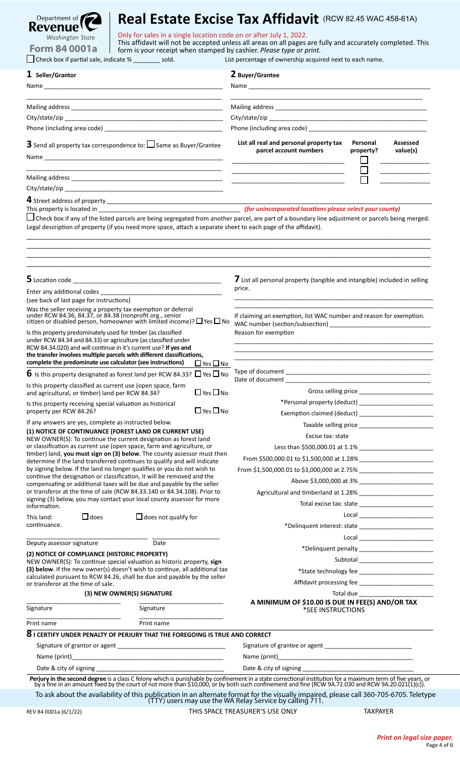# Real Estate Excise Tax Affidavit (RCW 82.45 WAC 458-61A)

Department of Revenue Washington State

**Form 84 0001a**

Only for sales in a single location code on or after July 1, 2022.
This affidavit will not be accepted unless all areas on all pages are fully and accurately completed. This form is your receipt when stamped by cashier. *Please type or print.*

☐ Check box if partial sale, indicate % ________ sold.

List percentage of ownership acquired next to each name.

## 1 Seller/Grantor

Name ______________________________________________

______________________________________________

Mailing address ______________________________________________

City/state/zip ______________________________________________

Phone (including area code) ______________________________________________

## 2 Buyer/Grantee

Name ______________________________________________

______________________________________________

Mailing address ______________________________________________

City/state/zip ______________________________________________

Phone (including area code) ______________________________________________

## 3 Send all property tax correspondence to: ☐ Same as Buyer/Grantee

Name ______________________________________________

______________________________________________

Mailing address ______________________________________________

City/state/zip ______________________________________________

| List all real and personal property tax parcel account numbers | Personal property? | Assessed value(s) |
|---|---|---|
| ______________________ | ☐ | ____________ |
| ______________________ | ☐ | ____________ |
| ______________________ | ☐ | ____________ |

## 4 Street address of property ______________________________________________

This property is located in ______________________________ *(for unincorporated locations please select your county)*

☐ Check box if any of the listed parcels are being segregated from another parcel, are part of a boundary line adjustment or parcels being merged.

Legal description of property (if you need more space, attach a separate sheet to each page of the affidavit).

______________________________________________

______________________________________________

______________________________________________

______________________________________________

## 5 Location code ______________________________________________

Enter any additional codes ______________________________________________

(see back of last page for instructions)

Was the seller receiving a property tax exemption or deferral under RCW 84.36, 84.37, or 84.38 (nonprofit org., senior citizen or disabled person, homeowner with limited income)? ☐ Yes ☐ No

Is this property predominately used for timber (as classified under RCW 84.34 and 84.33) or agriculture (as classified under RCW 84.34.020) and will continue in it's current use? **If yes and the transfer involves multiple parcels with different classifications, complete the predominate use calculator (see instructions)** ☐ Yes ☐ No

## 6 Is this property designated as forest land per RCW 84.33? ☐ Yes ☐ No

Is this property classified as current use (open space, farm and agricultural, or timber) land per RCW 84.34? ☐ Yes ☐ No

Is this property receiving special valuation as historical property per RCW 84.26? ☐ Yes ☐ No

If any answers are yes, complete as instructed below.

**(1) NOTICE OF CONTINUANCE (FOREST LAND OR CURRENT USE)**

NEW OWNER(S): To continue the current designation as forest land or classification as current use (open space, farm and agriculture, or timber) land, **you must sign on (3) below**. The county assessor must then determine if the land transferred continues to qualify and will indicate by signing below. If the land no longer qualifies or you do not wish to continue the designation or classification, it will be removed and the compensating or additional taxes will be due and payable by the seller or transferor at the time of sale (RCW 84.33.140 or 84.34.108). Prior to signing (3) below, you may contact your local county assessor for more information.

This land: ☐ does ☐ does not qualify for continuance.

______________________ ______________
Deputy assessor signature Date

**(2) NOTICE OF COMPLIANCE (HISTORIC PROPERTY)**

NEW OWNER(S): To continue special valuation as historic property, **sign (3) below**. If the new owner(s) doesn't wish to continue, all additional tax calculated pursuant to RCW 84.26, shall be due and payable by the seller or transferor at the time of sale.

**(3) NEW OWNER(S) SIGNATURE**

______________________ ______________________
Signature Signature

______________________ ______________________
Print name Print name

## 7 List all personal property (tangible and intangible) included in selling price.

______________________________________________

______________________________________________

If claiming an exemption, list WAC number and reason for exemption.

WAC number (section/subsection) ______________________________

Reason for exemption

______________________________________________

______________________________________________

______________________________________________

Type of document ______________________________________________

Date of document ______________________________________________

| | |
|---|---|
| Gross selling price | ____________ |
| *Personal property (deduct) | ____________ |
| Exemption claimed (deduct) | ____________ |
| Taxable selling price | ____________ |
| Excise tax: state | |
| Less than $500,000.01 at 1.1% | ____________ |
| From $500,000.01 to $1,500,000 at 1.28% | ____________ |
| From $1,500,000.01 to $3,000,000 at 2.75% | ____________ |
| Above $3,000,000 at 3% | ____________ |
| Agricultural and timberland at 1.28% | ____________ |
| Total excise tax: state | ____________ |
| Local | ____________ |
| *Delinquent interest: state | ____________ |
| Local | ____________ |
| *Delinquent penalty | ____________ |
| Subtotal | ____________ |
| *State technology fee | ____________ |
| Affidavit processing fee | ____________ |
| Total due | ____________ |

**A MINIMUM OF $10.00 IS DUE IN FEE(S) AND/OR TAX**
*SEE INSTRUCTIONS

## 8 I CERTIFY UNDER PENALTY OF PERJURY THAT THE FOREGOING IS TRUE AND CORRECT

Signature of grantor or agent ______________________________

Name (print) ______________________________

Date & city of signing ______________________________

Signature of grantee or agent ______________________________

Name (print) ______________________________

Date & city of signing ______________________________

**Perjury in the second degree** is a class C felony which is punishable by confinement in a state correctional institution for a maximum term of five years, or by a fine in an amount fixed by the court of not more than $10,000, or by both such confinement and fine (RCW 9A.72.030 and RCW 9A.20.021(1)(c)).

To ask about the availability of this publication in an alternate format for the visually impaired, please call 360-705-6705. Teletype (TTY) users may use the WA Relay Service by calling 711.

REV 84 0001a (6/1/22) THIS SPACE TREASURER'S USE ONLY TAXPAYER

*Print on legal size paper.*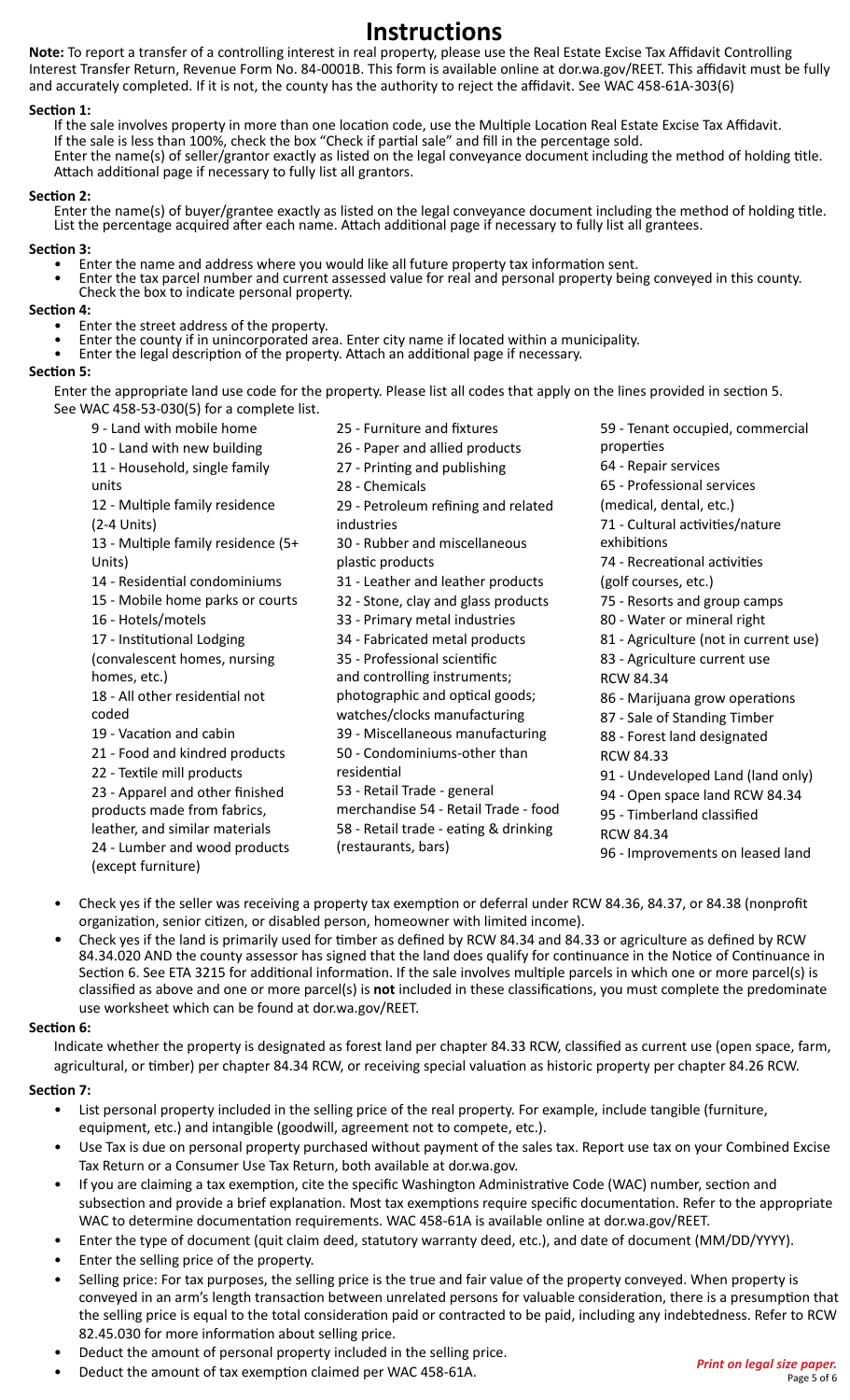# Instructions

**Note:** To report a transfer of a controlling interest in real property, please use the Real Estate Excise Tax Affidavit Controlling Interest Transfer Return, Revenue Form No. 84-0001B. This form is available online at dor.wa.gov/REET. This affidavit must be fully and accurately completed. If it is not, the county has the authority to reject the affidavit. See WAC 458-61A-303(6)

**Section 1:**

If the sale involves property in more than one location code, use the Multiple Location Real Estate Excise Tax Affidavit.
If the sale is less than 100%, check the box "Check if partial sale" and fill in the percentage sold.
Enter the name(s) of seller/grantor exactly as listed on the legal conveyance document including the method of holding title. Attach additional page if necessary to fully list all grantors.

**Section 2:**

Enter the name(s) of buyer/grantee exactly as listed on the legal conveyance document including the method of holding title. List the percentage acquired after each name. Attach additional page if necessary to fully list all grantees.

**Section 3:**

- Enter the name and address where you would like all future property tax information sent.
- Enter the tax parcel number and current assessed value for real and personal property being conveyed in this county. Check the box to indicate personal property.

**Section 4:**

- Enter the street address of the property.
- Enter the county if in unincorporated area. Enter city name if located within a municipality.
- Enter the legal description of the property. Attach an additional page if necessary.

**Section 5:**

Enter the appropriate land use code for the property. Please list all codes that apply on the lines provided in section 5. See WAC 458-53-030(5) for a complete list.

- 9 - Land with mobile home
- 10 - Land with new building
- 11 - Household, single family units
- 12 - Multiple family residence (2-4 Units)
- 13 - Multiple family residence (5+ Units)
- 14 - Residential condominiums
- 15 - Mobile home parks or courts
- 16 - Hotels/motels
- 17 - Institutional Lodging (convalescent homes, nursing homes, etc.)
- 18 - All other residential not coded
- 19 - Vacation and cabin
- 21 - Food and kindred products
- 22 - Textile mill products
- 23 - Apparel and other finished products made from fabrics, leather, and similar materials
- 24 - Lumber and wood products (except furniture)
- 25 - Furniture and fixtures
- 26 - Paper and allied products
- 27 - Printing and publishing
- 28 - Chemicals
- 29 - Petroleum refining and related industries
- 30 - Rubber and miscellaneous plastic products
- 31 - Leather and leather products
- 32 - Stone, clay and glass products
- 33 - Primary metal industries
- 34 - Fabricated metal products
- 35 - Professional scientific and controlling instruments; photographic and optical goods; watches/clocks manufacturing
- 39 - Miscellaneous manufacturing
- 50 - Condominiums-other than residential
- 53 - Retail Trade - general merchandise
- 54 - Retail Trade - food
- 58 - Retail trade - eating & drinking (restaurants, bars)
- 59 - Tenant occupied, commercial properties
- 64 - Repair services
- 65 - Professional services (medical, dental, etc.)
- 71 - Cultural activities/nature exhibitions
- 74 - Recreational activities (golf courses, etc.)
- 75 - Resorts and group camps
- 80 - Water or mineral right
- 81 - Agriculture (not in current use)
- 83 - Agriculture current use RCW 84.34
- 86 - Marijuana grow operations
- 87 - Sale of Standing Timber
- 88 - Forest land designated RCW 84.33
- 91 - Undeveloped Land (land only)
- 94 - Open space land RCW 84.34
- 95 - Timberland classified RCW 84.34
- 96 - Improvements on leased land

- Check yes if the seller was receiving a property tax exemption or deferral under RCW 84.36, 84.37, or 84.38 (nonprofit organization, senior citizen, or disabled person, homeowner with limited income).
- Check yes if the land is primarily used for timber as defined by RCW 84.34 and 84.33 or agriculture as defined by RCW 84.34.020 AND the county assessor has signed that the land does qualify for continuance in the Notice of Continuance in Section 6. See ETA 3215 for additional information. If the sale involves multiple parcels in which one or more parcel(s) is classified as above and one or more parcel(s) is **not** included in these classifications, you must complete the predominate use worksheet which can be found at dor.wa.gov/REET.

**Section 6:**

Indicate whether the property is designated as forest land per chapter 84.33 RCW, classified as current use (open space, farm, agricultural, or timber) per chapter 84.34 RCW, or receiving special valuation as historic property per chapter 84.26 RCW.

**Section 7:**

- List personal property included in the selling price of the real property. For example, include tangible (furniture, equipment, etc.) and intangible (goodwill, agreement not to compete, etc.).
- Use Tax is due on personal property purchased without payment of the sales tax. Report use tax on your Combined Excise Tax Return or a Consumer Use Tax Return, both available at dor.wa.gov.
- If you are claiming a tax exemption, cite the specific Washington Administrative Code (WAC) number, section and subsection and provide a brief explanation. Most tax exemptions require specific documentation. Refer to the appropriate WAC to determine documentation requirements. WAC 458-61A is available online at dor.wa.gov/REET.
- Enter the type of document (quit claim deed, statutory warranty deed, etc.), and date of document (MM/DD/YYYY).
- Enter the selling price of the property.
- Selling price: For tax purposes, the selling price is the true and fair value of the property conveyed. When property is conveyed in an arm's length transaction between unrelated persons for valuable consideration, there is a presumption that the selling price is equal to the total consideration paid or contracted to be paid, including any indebtedness. Refer to RCW 82.45.030 for more information about selling price.
- Deduct the amount of personal property included in the selling price.
- Deduct the amount of tax exemption claimed per WAC 458-61A.

*Print on legal size paper.*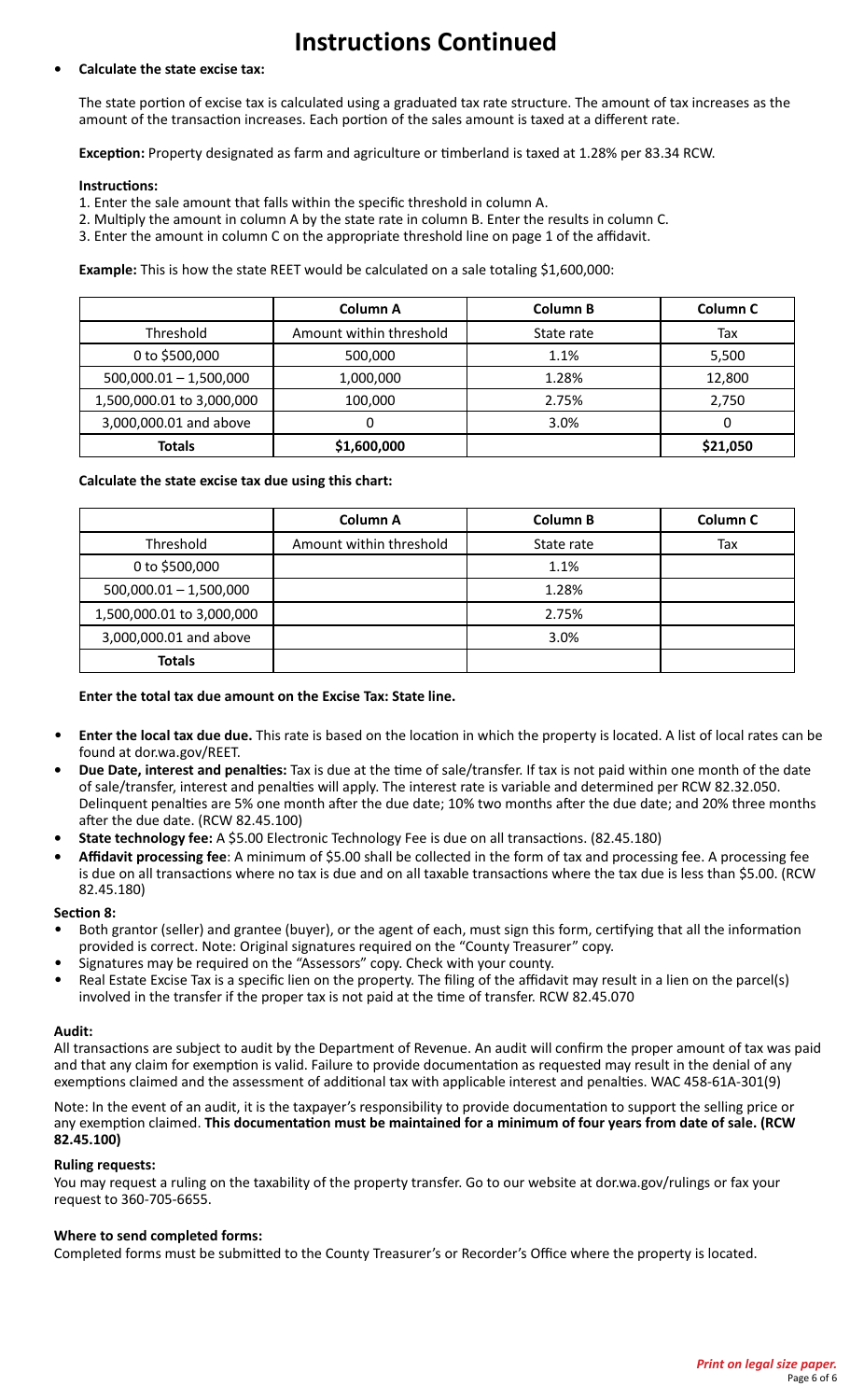# Instructions Continued

- **Calculate the state excise tax:**

  The state portion of excise tax is calculated using a graduated tax rate structure. The amount of tax increases as the amount of the transaction increases. Each portion of the sales amount is taxed at a different rate.

  **Exception:** Property designated as farm and agriculture or timberland is taxed at 1.28% per 83.34 RCW.

  **Instructions:**

  1. Enter the sale amount that falls within the specific threshold in column A.
  2. Multiply the amount in column A by the state rate in column B. Enter the results in column C.
  3. Enter the amount in column C on the appropriate threshold line on page 1 of the affidavit.

  **Example:** This is how the state REET would be calculated on a sale totaling $1,600,000:

| | Column A | Column B | Column C |
|---|---|---|---|
| Threshold | Amount within threshold | State rate | Tax |
| 0 to $500,000 | 500,000 | 1.1% | 5,500 |
| 500,000.01 – 1,500,000 | 1,000,000 | 1.28% | 12,800 |
| 1,500,000.01 to 3,000,000 | 100,000 | 2.75% | 2,750 |
| 3,000,000.01 and above | 0 | 3.0% | 0 |
| **Totals** | **$1,600,000** | | **$21,050** |

  **Calculate the state excise tax due using this chart:**

| | Column A | Column B | Column C |
|---|---|---|---|
| Threshold | Amount within threshold | State rate | Tax |
| 0 to $500,000 | | 1.1% | |
| 500,000.01 – 1,500,000 | | 1.28% | |
| 1,500,000.01 to 3,000,000 | | 2.75% | |
| 3,000,000.01 and above | | 3.0% | |
| **Totals** | | | |

  **Enter the total tax due amount on the Excise Tax: State line.**

- **Enter the local tax due due.** This rate is based on the location in which the property is located. A list of local rates can be found at dor.wa.gov/REET.
- **Due Date, interest and penalties:** Tax is due at the time of sale/transfer. If tax is not paid within one month of the date of sale/transfer, interest and penalties will apply. The interest rate is variable and determined per RCW 82.32.050. Delinquent penalties are 5% one month after the due date; 10% two months after the due date; and 20% three months after the due date. (RCW 82.45.100)
- **State technology fee:** A $5.00 Electronic Technology Fee is due on all transactions. (82.45.180)
- **Affidavit processing fee**: A minimum of $5.00 shall be collected in the form of tax and processing fee. A processing fee is due on all transactions where no tax is due and on all taxable transactions where the tax due is less than $5.00. (RCW 82.45.180)

### Section 8:

- Both grantor (seller) and grantee (buyer), or the agent of each, must sign this form, certifying that all the information provided is correct. Note: Original signatures required on the "County Treasurer" copy.
- Signatures may be required on the "Assessors" copy. Check with your county.
- Real Estate Excise Tax is a specific lien on the property. The filing of the affidavit may result in a lien on the parcel(s) involved in the transfer if the proper tax is not paid at the time of transfer. RCW 82.45.070

### Audit:

All transactions are subject to audit by the Department of Revenue. An audit will confirm the proper amount of tax was paid and that any claim for exemption is valid. Failure to provide documentation as requested may result in the denial of any exemptions claimed and the assessment of additional tax with applicable interest and penalties. WAC 458-61A-301(9)

Note: In the event of an audit, it is the taxpayer's responsibility to provide documentation to support the selling price or any exemption claimed. **This documentation must be maintained for a minimum of four years from date of sale. (RCW 82.45.100)**

### Ruling requests:

You may request a ruling on the taxability of the property transfer. Go to our website at dor.wa.gov/rulings or fax your request to 360-705-6655.

### Where to send completed forms:

Completed forms must be submitted to the County Treasurer's or Recorder's Office where the property is located.

***Print on legal size paper.***